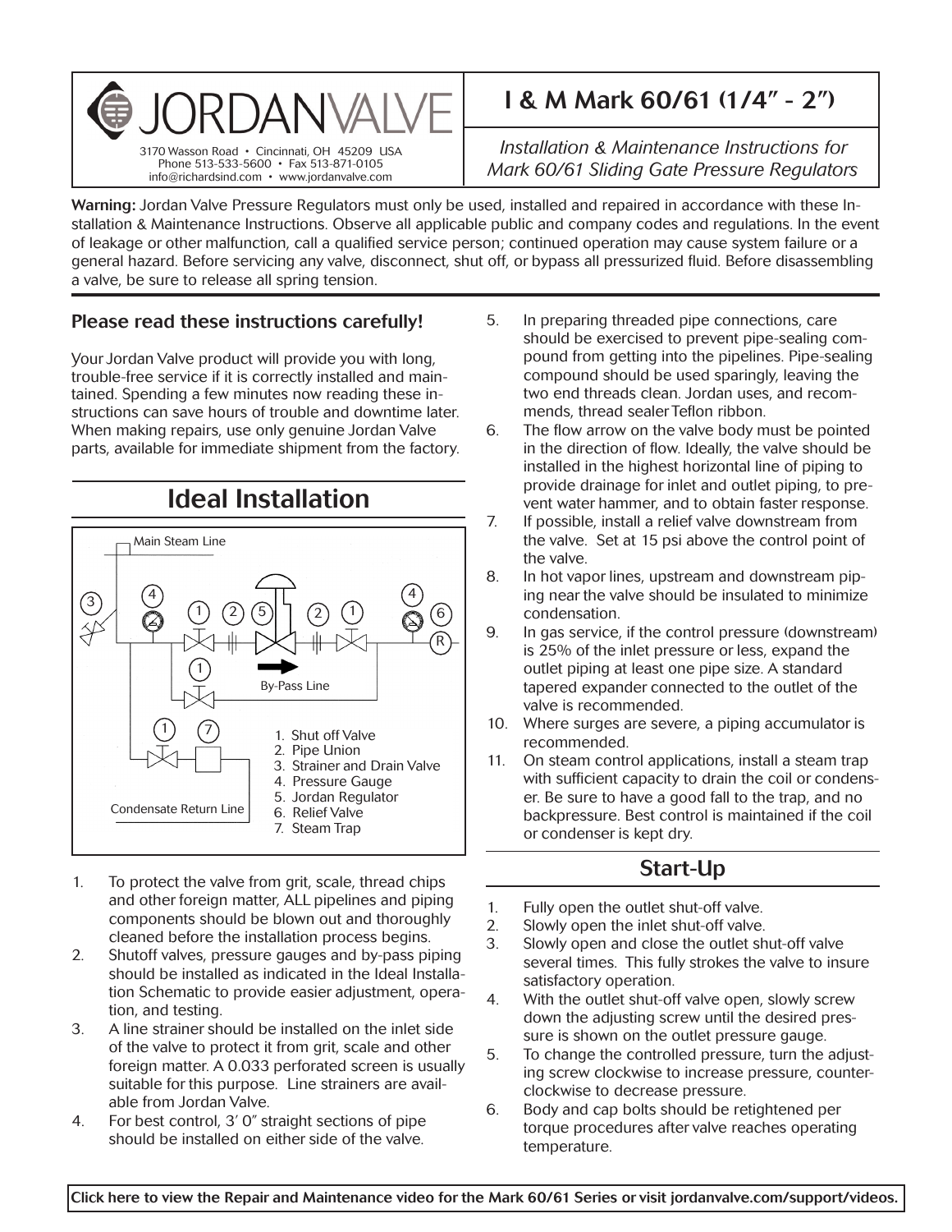JORDANVALVE

3170 Wasson Road • Cincinnati, OH 45209 USA
Phone 513-533-5600 • Fax 513-871-0105
info@richardsind.com • www.jordanvalve.com

# I & M Mark 60/61 (1/4" - 2")

*Installation & Maintenance Instructions for Mark 60/61 Sliding Gate Pressure Regulators*

**Warning:** Jordan Valve Pressure Regulators must only be used, installed and repaired in accordance with these Installation & Maintenance Instructions. Observe all applicable public and company codes and regulations. In the event of leakage or other malfunction, call a qualified service person; continued operation may cause system failure or a general hazard. Before servicing any valve, disconnect, shut off, or bypass all pressurized fluid. Before disassembling a valve, be sure to release all spring tension.

### Please read these instructions carefully!

Your Jordan Valve product will provide you with long, trouble-free service if it is correctly installed and maintained. Spending a few minutes now reading these instructions can save hours of trouble and downtime later. When making repairs, use only genuine Jordan Valve parts, available for immediate shipment from the factory.

## Ideal Installation

Main Steam Line

By-Pass Line

Condensate Return Line

1. Shut off Valve
2. Pipe Union
3. Strainer and Drain Valve
4. Pressure Gauge
5. Jordan Regulator
6. Relief Valve
7. Steam Trap

1. To protect the valve from grit, scale, thread chips and other foreign matter, ALL pipelines and piping components should be blown out and thoroughly cleaned before the installation process begins.
2. Shutoff valves, pressure gauges and by-pass piping should be installed as indicated in the Ideal Installation Schematic to provide easier adjustment, operation, and testing.
3. A line strainer should be installed on the inlet side of the valve to protect it from grit, scale and other foreign matter. A 0.033 perforated screen is usually suitable for this purpose. Line strainers are available from Jordan Valve.
4. For best control, 3' 0" straight sections of pipe should be installed on either side of the valve.
5. In preparing threaded pipe connections, care should be exercised to prevent pipe-sealing compound from getting into the pipelines. Pipe-sealing compound should be used sparingly, leaving the two end threads clean. Jordan uses, and recommends, thread sealer Teflon ribbon.
6. The flow arrow on the valve body must be pointed in the direction of flow. Ideally, the valve should be installed in the highest horizontal line of piping to provide drainage for inlet and outlet piping, to prevent water hammer, and to obtain faster response.
7. If possible, install a relief valve downstream from the valve. Set at 15 psi above the control point of the valve.
8. In hot vapor lines, upstream and downstream piping near the valve should be insulated to minimize condensation.
9. In gas service, if the control pressure (downstream) is 25% of the inlet pressure or less, expand the outlet piping at least one pipe size. A standard tapered expander connected to the outlet of the valve is recommended.
10. Where surges are severe, a piping accumulator is recommended.
11. On steam control applications, install a steam trap with sufficient capacity to drain the coil or condenser. Be sure to have a good fall to the trap, and no backpressure. Best control is maintained if the coil or condenser is kept dry.

## Start-Up

1. Fully open the outlet shut-off valve.
2. Slowly open the inlet shut-off valve.
3. Slowly open and close the outlet shut-off valve several times. This fully strokes the valve to insure satisfactory operation.
4. With the outlet shut-off valve open, slowly screw down the adjusting screw until the desired pressure is shown on the outlet pressure gauge.
5. To change the controlled pressure, turn the adjusting screw clockwise to increase pressure, counterclockwise to decrease pressure.
6. Body and cap bolts should be retightened per torque procedures after valve reaches operating temperature.

**Click here to view the Repair and Maintenance video for the Mark 60/61 Series or visit jordanvalve.com/support/videos.**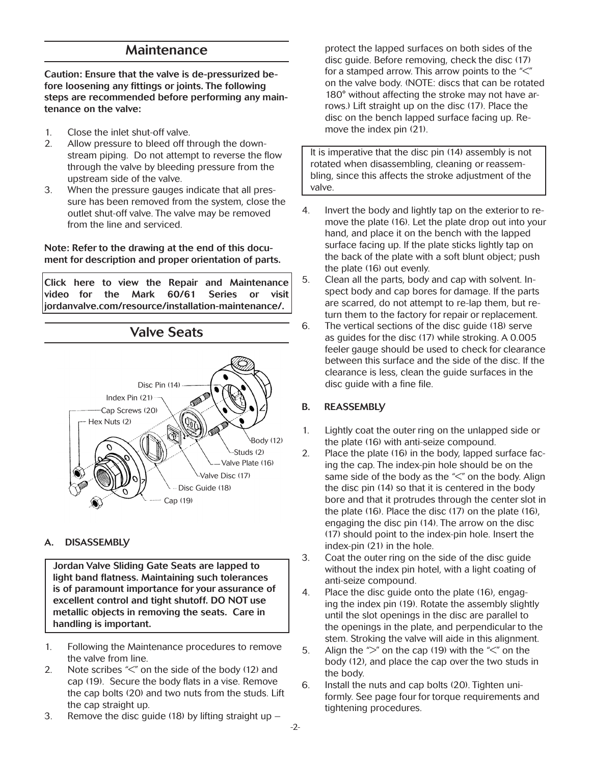## Maintenance

**Caution: Ensure that the valve is de-pressurized before loosening any fittings or joints. The following steps are recommended before performing any maintenance on the valve:**

1. Close the inlet shut-off valve.
2. Allow pressure to bleed off through the downstream piping. Do not attempt to reverse the flow through the valve by bleeding pressure from the upstream side of the valve.
3. When the pressure gauges indicate that all pressure has been removed from the system, close the outlet shut-off valve. The valve may be removed from the line and serviced.

**Note: Refer to the drawing at the end of this document for description and proper orientation of parts.**

**Click here to view the Repair and Maintenance video for the Mark 60/61 Series or visit jordanvalve.com/resource/installation-maintenance/.**

## Valve Seats

Disc Pin (14)
Index Pin (21)
Cap Screws (20)
Hex Nuts (2)
Body (12)
Studs (2)
Valve Plate (16)
Valve Disc (17)
Disc Guide (18)
Cap (19)

### A. DISASSEMBLY

**Jordan Valve Sliding Gate Seats are lapped to light band flatness. Maintaining such tolerances is of paramount importance for your assurance of excellent control and tight shutoff. DO NOT use metallic objects in removing the seats. Care in handling is important.**

1. Following the Maintenance procedures to remove the valve from line.
2. Note scribes "<" on the side of the body (12) and cap (19). Secure the body flats in a vise. Remove the cap bolts (20) and two nuts from the studs. Lift the cap straight up.
3. Remove the disc guide (18) by lifting straight up – protect the lapped surfaces on both sides of the disc guide. Before removing, check the disc (17) for a stamped arrow. This arrow points to the "<" on the valve body. (NOTE: discs that can be rotated 180° without affecting the stroke may not have arrows.) Lift straight up on the disc (17). Place the disc on the bench lapped surface facing up. Remove the index pin (21).

It is imperative that the disc pin (14) assembly is not rotated when disassembling, cleaning or reassembling, since this affects the stroke adjustment of the valve.

4. Invert the body and lightly tap on the exterior to remove the plate (16). Let the plate drop out into your hand, and place it on the bench with the lapped surface facing up. If the plate sticks lightly tap on the back of the plate with a soft blunt object; push the plate (16) out evenly.
5. Clean all the parts, body and cap with solvent. Inspect body and cap bores for damage. If the parts are scarred, do not attempt to re-lap them, but return them to the factory for repair or replacement.
6. The vertical sections of the disc guide (18) serve as guides for the disc (17) while stroking. A 0.005 feeler gauge should be used to check for clearance between this surface and the side of the disc. If the clearance is less, clean the guide surfaces in the disc guide with a fine file.

### B. REASSEMBLY

1. Lightly coat the outer ring on the unlapped side or the plate (16) with anti-seize compound.
2. Place the plate (16) in the body, lapped surface facing the cap. The index-pin hole should be on the same side of the body as the "<" on the body. Align the disc pin (14) so that it is centered in the body bore and that it protrudes through the center slot in the plate (16). Place the disc (17) on the plate (16), engaging the disc pin (14). The arrow on the disc (17) should point to the index-pin hole. Insert the index-pin (21) in the hole.
3. Coat the outer ring on the side of the disc guide without the index pin hotel, with a light coating of anti-seize compound.
4. Place the disc guide onto the plate (16), engaging the index pin (19). Rotate the assembly slightly until the slot openings in the disc are parallel to the openings in the plate, and perpendicular to the stem. Stroking the valve will aide in this alignment.
5. Align the ">" on the cap (19) with the "<" on the body (12), and place the cap over the two studs in the body.
6. Install the nuts and cap bolts (20). Tighten uniformly. See page four for torque requirements and tightening procedures.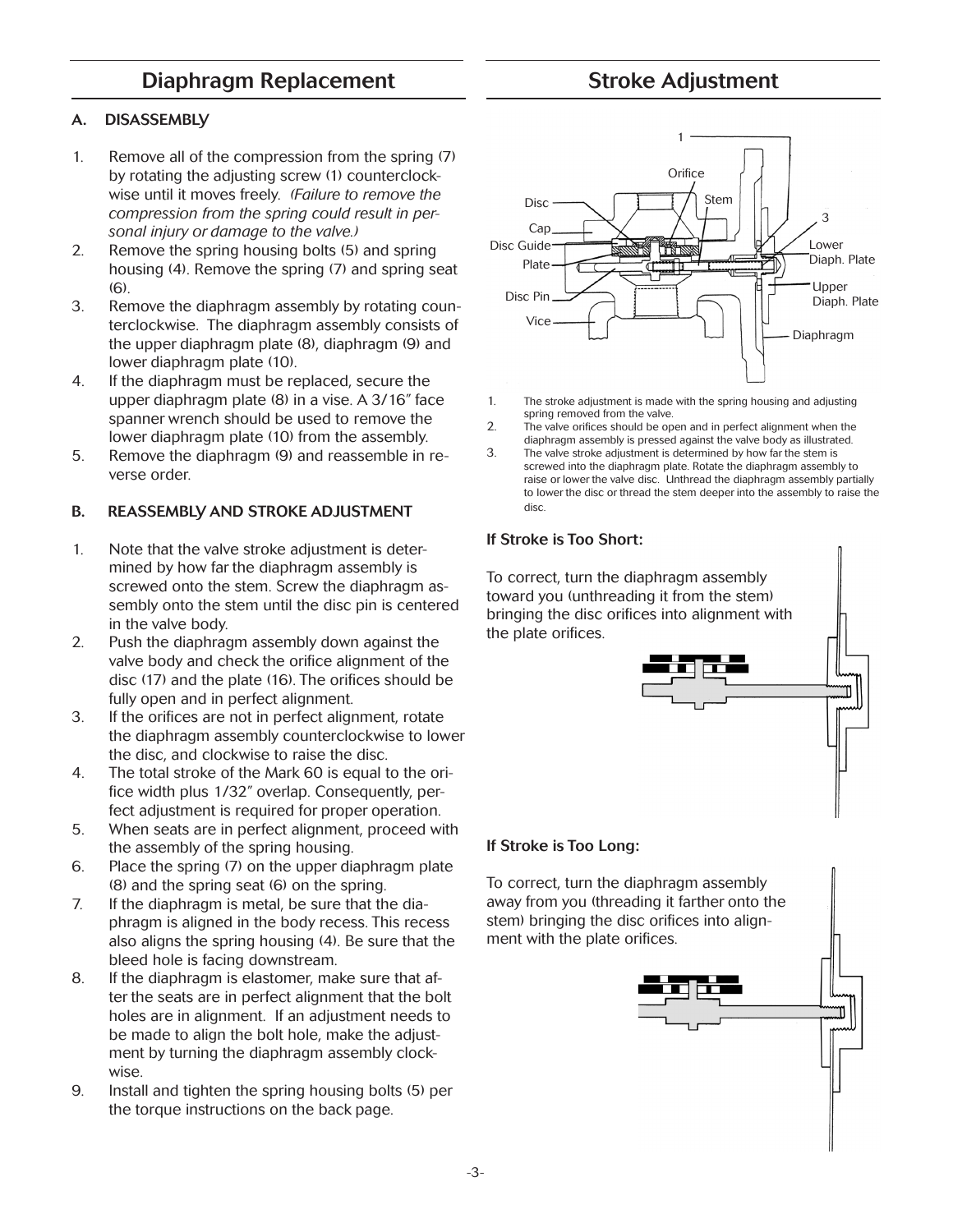## Diaphragm Replacement

### A. DISASSEMBLY

1. Remove all of the compression from the spring (7) by rotating the adjusting screw (1) counterclockwise until it moves freely. *(Failure to remove the compression from the spring could result in personal injury or damage to the valve.)*
2. Remove the spring housing bolts (5) and spring housing (4). Remove the spring (7) and spring seat (6).
3. Remove the diaphragm assembly by rotating counterclockwise. The diaphragm assembly consists of the upper diaphragm plate (8), diaphragm (9) and lower diaphragm plate (10).
4. If the diaphragm must be replaced, secure the upper diaphragm plate (8) in a vise. A 3/16" face spanner wrench should be used to remove the lower diaphragm plate (10) from the assembly.
5. Remove the diaphragm (9) and reassemble in reverse order.

### B. REASSEMBLY AND STROKE ADJUSTMENT

1. Note that the valve stroke adjustment is determined by how far the diaphragm assembly is screwed onto the stem. Screw the diaphragm assembly onto the stem until the disc pin is centered in the valve body.
2. Push the diaphragm assembly down against the valve body and check the orifice alignment of the disc (17) and the plate (16). The orifices should be fully open and in perfect alignment.
3. If the orifices are not in perfect alignment, rotate the diaphragm assembly counterclockwise to lower the disc, and clockwise to raise the disc.
4. The total stroke of the Mark 60 is equal to the orifice width plus 1/32" overlap. Consequently, perfect adjustment is required for proper operation.
5. When seats are in perfect alignment, proceed with the assembly of the spring housing.
6. Place the spring (7) on the upper diaphragm plate (8) and the spring seat (6) on the spring.
7. If the diaphragm is metal, be sure that the diaphragm is aligned in the body recess. This recess also aligns the spring housing (4). Be sure that the bleed hole is facing downstream.
8. If the diaphragm is elastomer, make sure that after the seats are in perfect alignment that the bolt holes are in alignment. If an adjustment needs to be made to align the bolt hole, make the adjustment by turning the diaphragm assembly clockwise.
9. Install and tighten the spring housing bolts (5) per the torque instructions on the back page.

## Stroke Adjustment

1 Orifice Stem Disc Cap Disc Guide Plate Disc Pin Vice 3 Lower Diaph. Plate Upper Diaph. Plate Diaphragm

1. The stroke adjustment is made with the spring housing and adjusting spring removed from the valve.
2. The valve orifices should be open and in perfect alignment when the diaphragm assembly is pressed against the valve body as illustrated.
3. The valve stroke adjustment is determined by how far the stem is screwed into the diaphragm plate. Rotate the diaphragm assembly to raise or lower the valve disc. Unthread the diaphragm assembly partially to lower the disc or thread the stem deeper into the assembly to raise the disc.

**If Stroke is Too Short:**

To correct, turn the diaphragm assembly toward you (unthreading it from the stem) bringing the disc orifices into alignment with the plate orifices.

**If Stroke is Too Long:**

To correct, turn the diaphragm assembly away from you (threading it farther onto the stem) bringing the disc orifices into alignment with the plate orifices.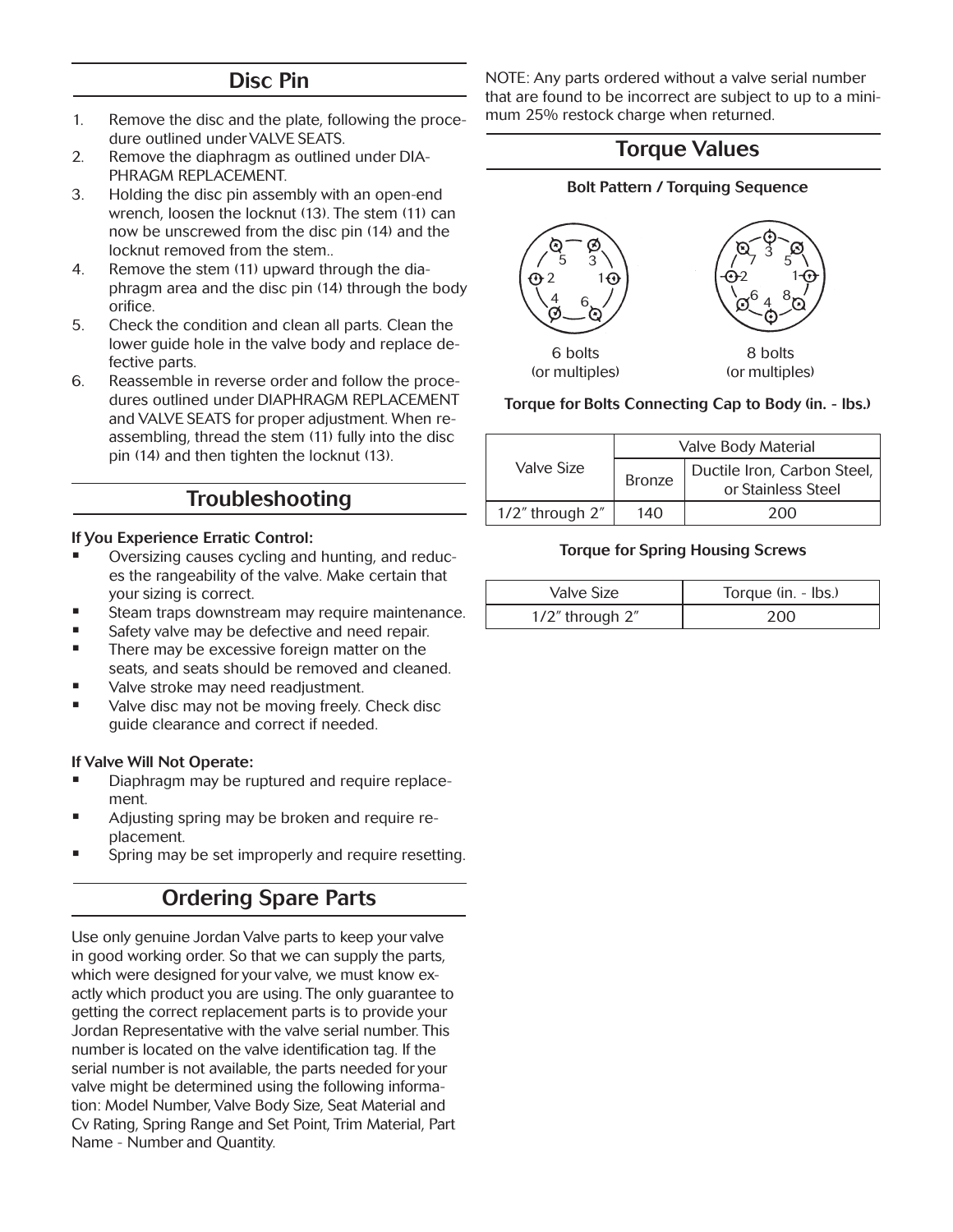## Disc Pin

1. Remove the disc and the plate, following the procedure outlined under VALVE SEATS.
2. Remove the diaphragm as outlined under DIAPHRAGM REPLACEMENT.
3. Holding the disc pin assembly with an open-end wrench, loosen the locknut (13). The stem (11) can now be unscrewed from the disc pin (14) and the locknut removed from the stem..
4. Remove the stem (11) upward through the diaphragm area and the disc pin (14) through the body orifice.
5. Check the condition and clean all parts. Clean the lower guide hole in the valve body and replace defective parts.
6. Reassemble in reverse order and follow the procedures outlined under DIAPHRAGM REPLACEMENT and VALVE SEATS for proper adjustment. When reassembling, thread the stem (11) fully into the disc pin (14) and then tighten the locknut (13).

## Troubleshooting

**If You Experience Erratic Control:**

- Oversizing causes cycling and hunting, and reduces the rangeability of the valve. Make certain that your sizing is correct.
- Steam traps downstream may require maintenance.
- Safety valve may be defective and need repair.
- There may be excessive foreign matter on the seats, and seats should be removed and cleaned.
- Valve stroke may need readjustment.
- Valve disc may not be moving freely. Check disc guide clearance and correct if needed.

**If Valve Will Not Operate:**

- Diaphragm may be ruptured and require replacement.
- Adjusting spring may be broken and require replacement.
- Spring may be set improperly and require resetting.

## Ordering Spare Parts

Use only genuine Jordan Valve parts to keep your valve in good working order. So that we can supply the parts, which were designed for your valve, we must know exactly which product you are using. The only guarantee to getting the correct replacement parts is to provide your Jordan Representative with the valve serial number. This number is located on the valve identification tag. If the serial number is not available, the parts needed for your valve might be determined using the following information: Model Number, Valve Body Size, Seat Material and Cv Rating, Spring Range and Set Point, Trim Material, Part Name - Number and Quantity.

NOTE: Any parts ordered without a valve serial number that are found to be incorrect are subject to up to a minimum 25% restock charge when returned.

## Torque Values

**Bolt Pattern / Torquing Sequence**

6 bolts (or multiples)

8 bolts (or multiples)

**Torque for Bolts Connecting Cap to Body (in. - lbs.)**

| Valve Size | Valve Body Material | |
|---|---|---|
| | Bronze | Ductile Iron, Carbon Steel, or Stainless Steel |
| 1/2" through 2" | 140 | 200 |

**Torque for Spring Housing Screws**

| Valve Size | Torque (in. - lbs.) |
|---|---|
| 1/2" through 2" | 200 |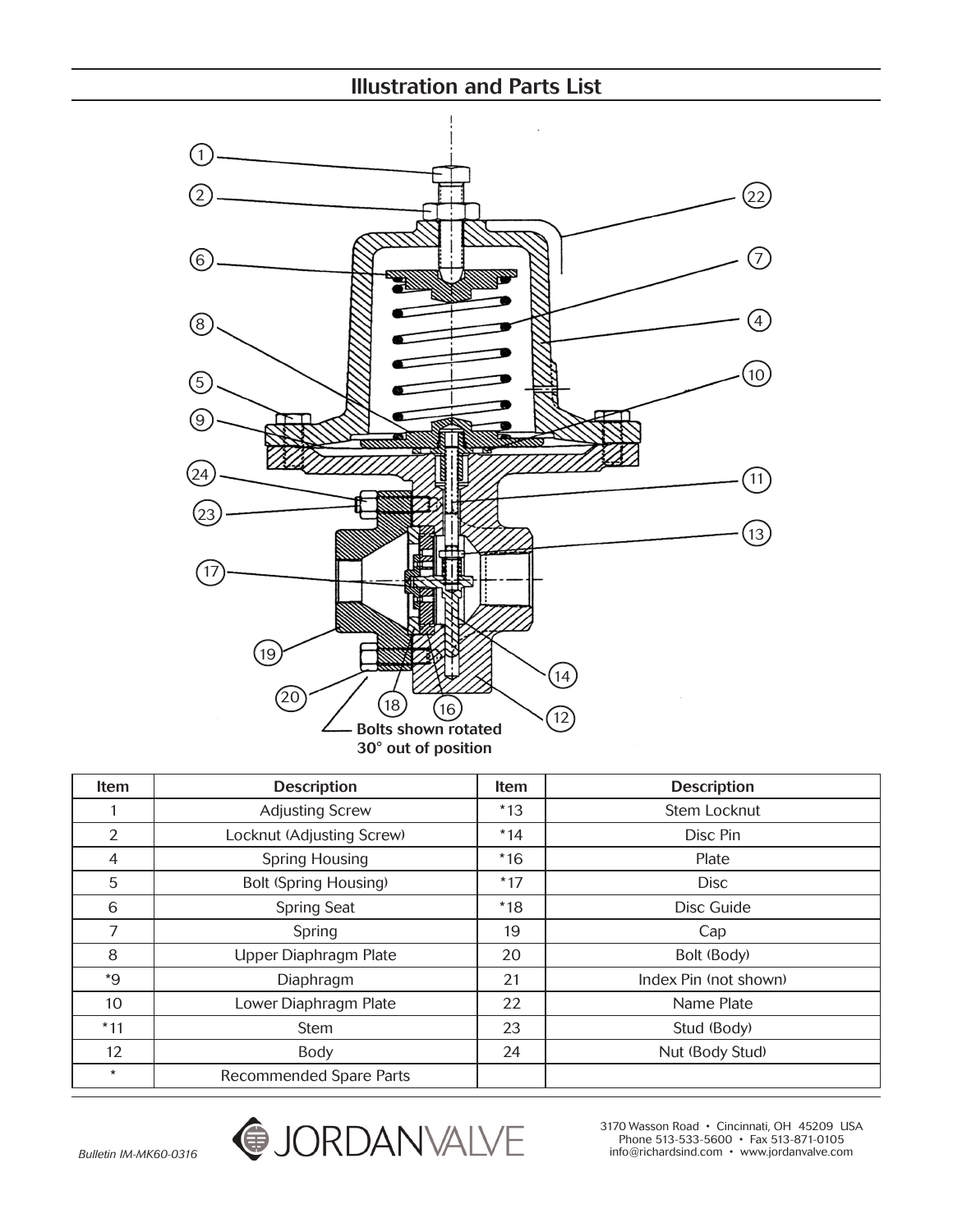## Illustration and Parts List

Bolts shown rotated 30° out of position

| Item | Description | Item | Description |
|---|---|---|---|
| 1 | Adjusting Screw | *13 | Stem Locknut |
| 2 | Locknut (Adjusting Screw) | *14 | Disc Pin |
| 4 | Spring Housing | *16 | Plate |
| 5 | Bolt (Spring Housing) | *17 | Disc |
| 6 | Spring Seat | *18 | Disc Guide |
| 7 | Spring | 19 | Cap |
| 8 | Upper Diaphragm Plate | 20 | Bolt (Body) |
| *9 | Diaphragm | 21 | Index Pin (not shown) |
| 10 | Lower Diaphragm Plate | 22 | Name Plate |
| *11 | Stem | 23 | Stud (Body) |
| 12 | Body | 24 | Nut (Body Stud) |
| * | Recommended Spare Parts | | |

*Bulletin IM-MK60-0316*

JORDANVALVE

3170 Wasson Road • Cincinnati, OH 45209 USA
Phone 513-533-5600 • Fax 513-871-0105
info@richardsind.com • www.jordanvalve.com